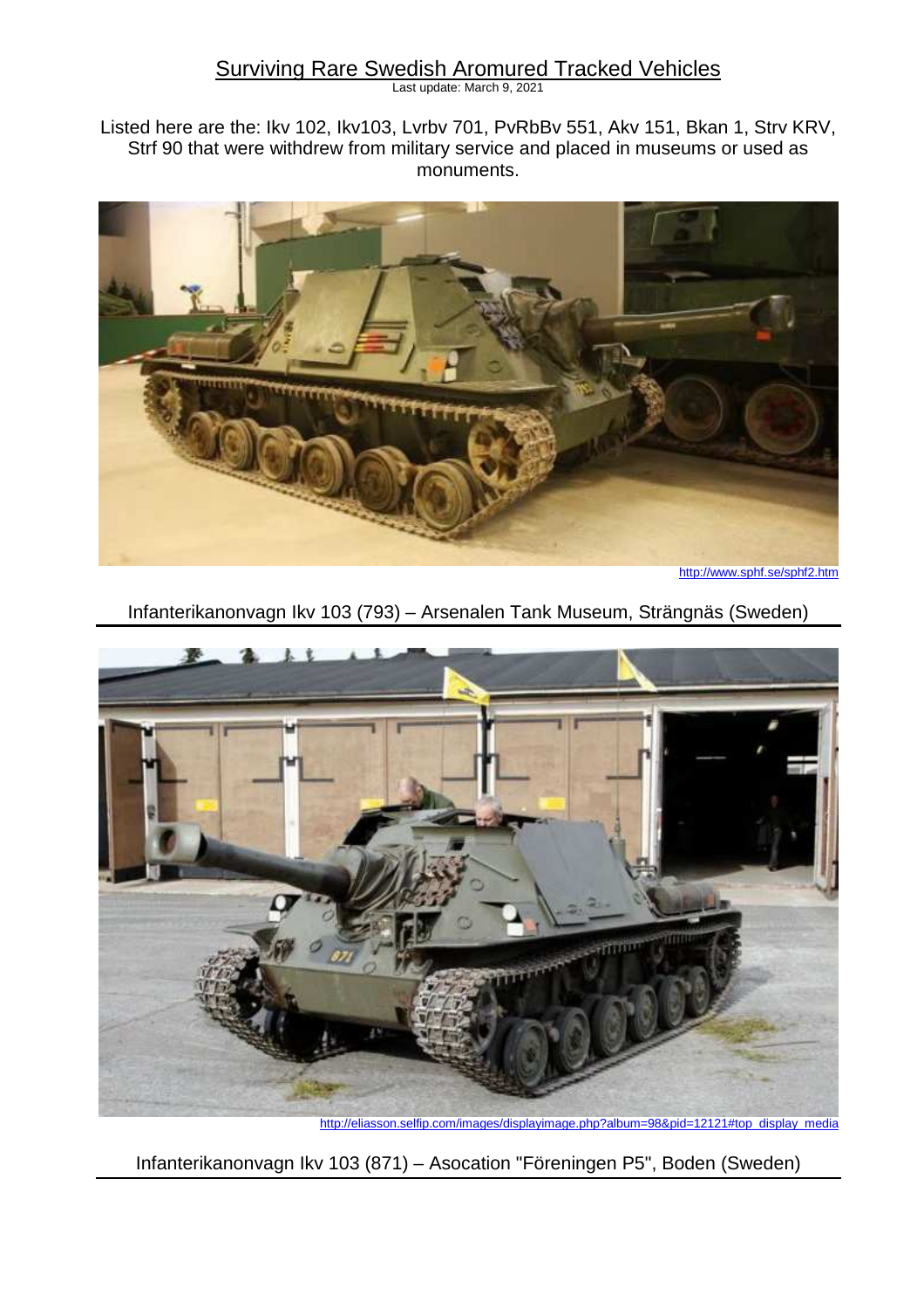# Surviving Rare Swedish Aromured Tracked Vehicles

Last update: March 9, 2021

Listed here are the: Ikv 102, Ikv103, Lvrbv 701, PvRbBv 551, Akv 151, Bkan 1, Strv KRV, Strf 90 that were withdrew from military service and placed in museums or used as monuments.

http://www.sphf.se/sphf2.htm

Infanterikanonvagn Ikv 103 (793) – Arsenalen Tank Museum, Strängnäs (Sweden)

http://eliasson.selfip.com/images/displayimage.php?album=98&pid=12121#top_display_media

Infanterikanonvagn Ikv 103 (871) – Asocation "Föreningen P5", Boden (Sweden)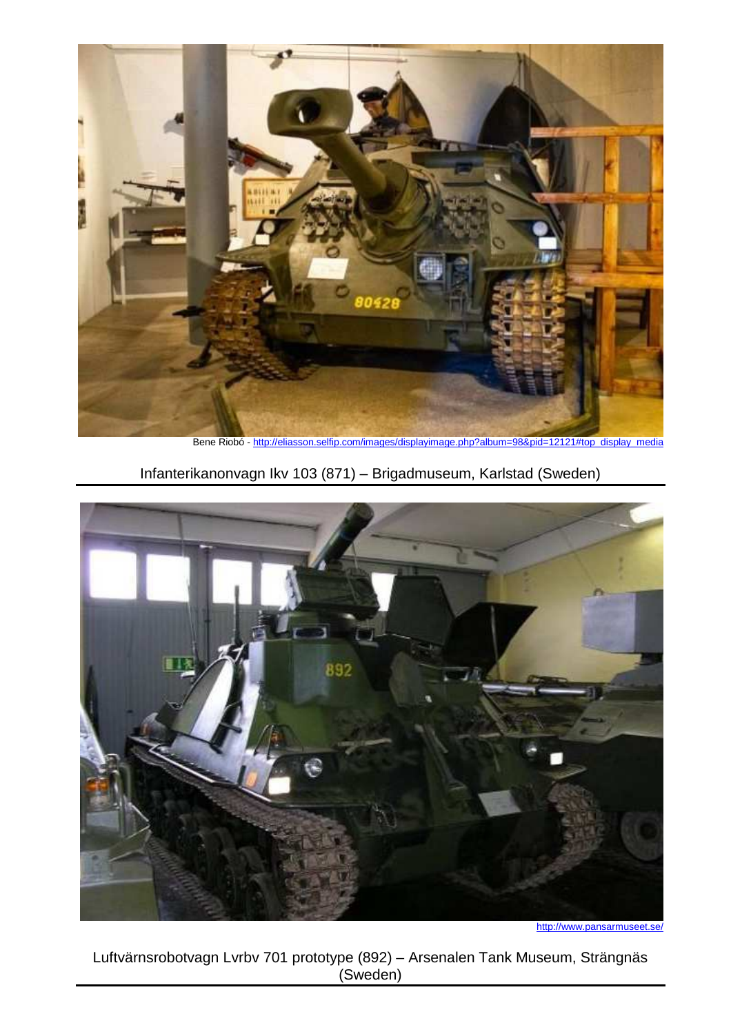Bene Riobó - http://eliasson.selfip.com/images/displayimage.php?album=98&pid=12121#top_display_media

Infanterikanonvagn Ikv 103 (871) – Brigadmuseum, Karlstad (Sweden)

http://www.pansarmuseet.se/

Luftvärnsrobotvagn Lvrbv 701 prototype (892) – Arsenalen Tank Museum, Strängnäs (Sweden)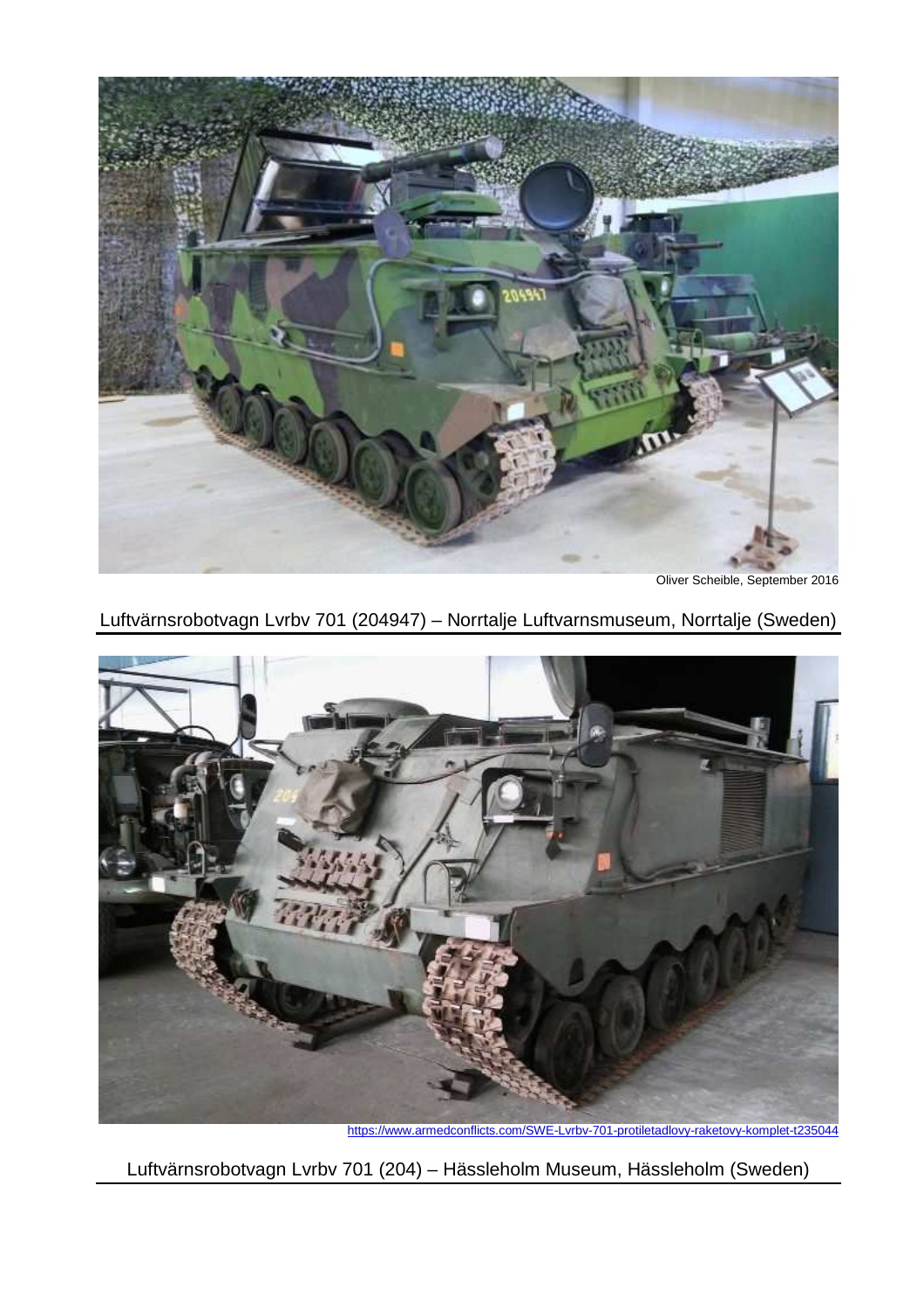Oliver Scheible, September 2016

Luftvärnsrobotvagn Lvrbv 701 (204947) – Norrtalje Luftvarnsmuseum, Norrtalje (Sweden)

https://www.armedconflicts.com/SWE-Lvrbv-701-protiletadlovy-raketovy-komplet-t235044

Luftvärnsrobotvagn Lvrbv 701 (204) – Hässleholm Museum, Hässleholm (Sweden)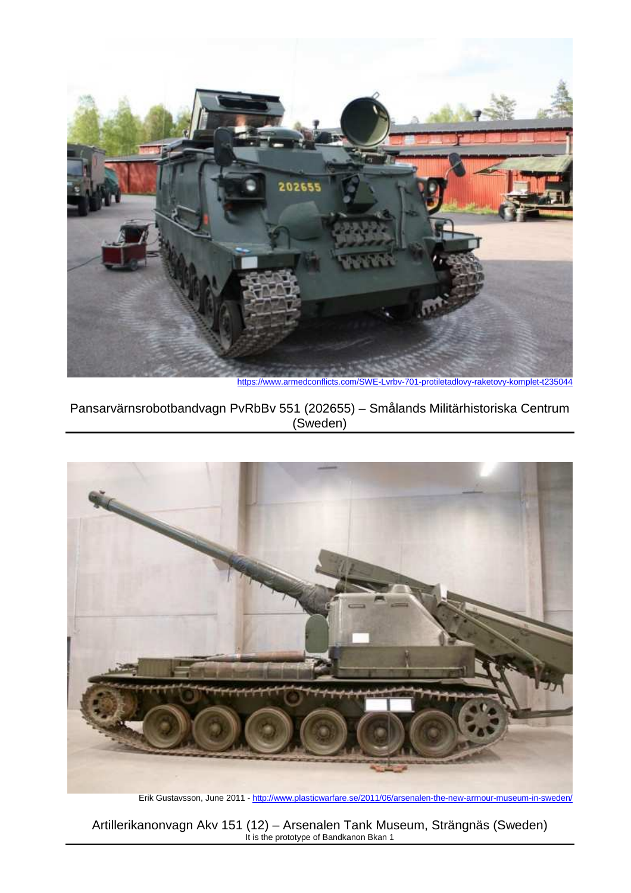https://www.armedconflicts.com/SWE-Lvrbv-701-protiletadlovy-raketovy-komplet-t235044

Pansarvärnsrobotbandvagn PvRbBv 551 (202655) – Smålands Militärhistoriska Centrum (Sweden)

Erik Gustavsson, June 2011 - http://www.plasticwarfare.se/2011/06/arsenalen-the-new-armour-museum-in-sweden/

Artillerikanonvagn Akv 151 (12) – Arsenalen Tank Museum, Strängnäs (Sweden)
It is the prototype of Bandkanon Bkan 1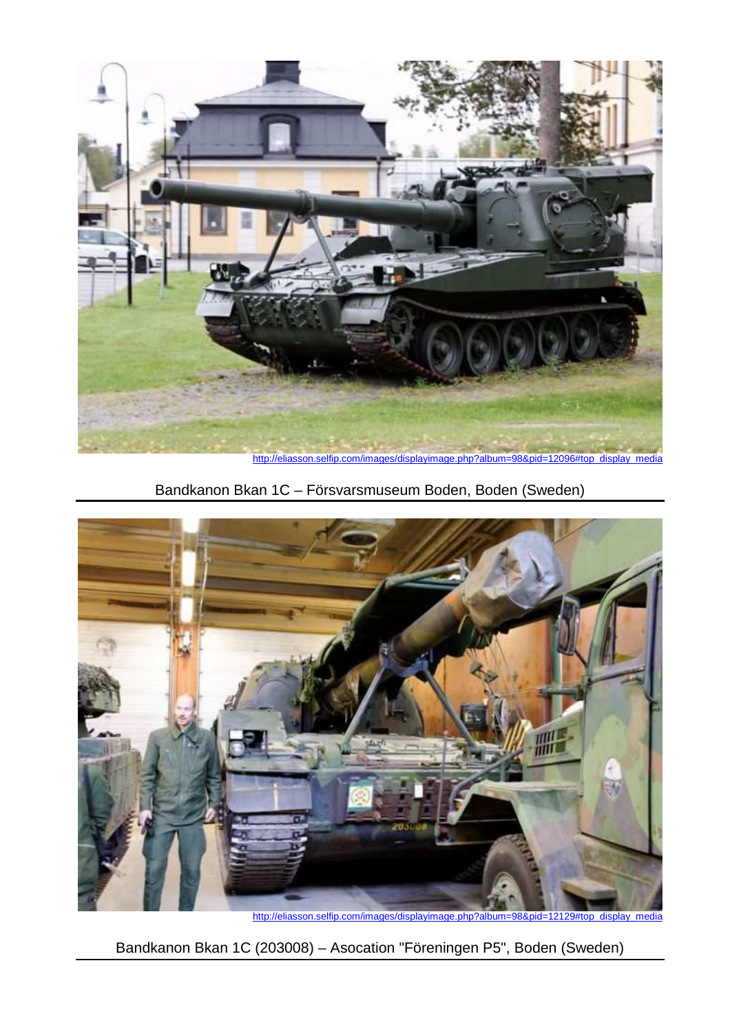http://eliasson.selfip.com/images/displayimage.php?album=98&pid=12096#top_display_media

Bandkanon Bkan 1C – Försvarsmuseum Boden, Boden (Sweden)

http://eliasson.selfip.com/images/displayimage.php?album=98&pid=12129#top_display_media

Bandkanon Bkan 1C (203008) – Asocation "Föreningen P5", Boden (Sweden)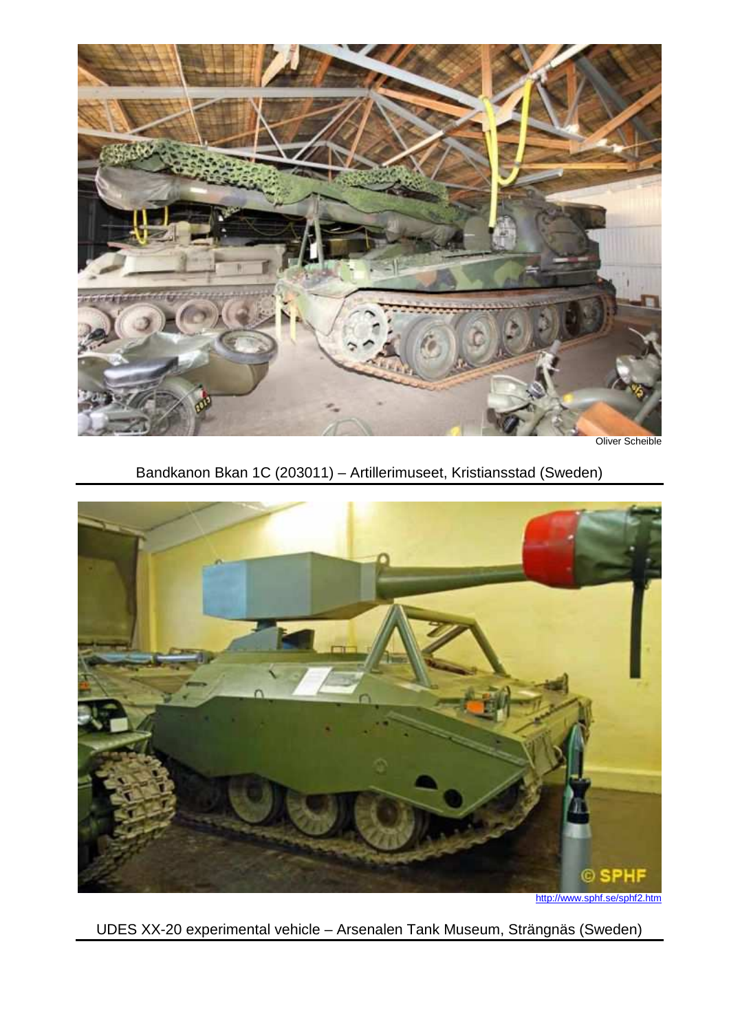Oliver Scheible

Bandkanon Bkan 1C (203011) – Artillerimuseet, Kristiansstad (Sweden)

http://www.sphf.se/sphf2.htm

UDES XX-20 experimental vehicle – Arsenalen Tank Museum, Strängnäs (Sweden)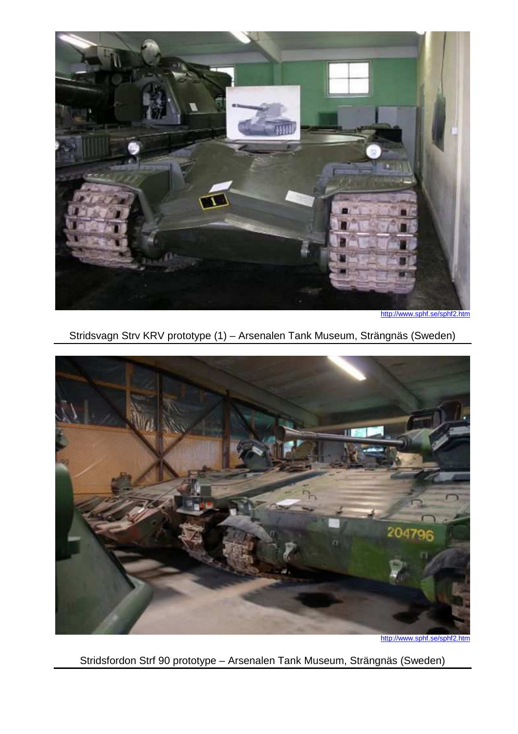http://www.sphf.se/sphf2.htm

Stridsvagn Strv KRV prototype (1) – Arsenalen Tank Museum, Strängnäs (Sweden)

http://www.sphf.se/sphf2.htm

Stridsfordon Strf 90 prototype – Arsenalen Tank Museum, Strängnäs (Sweden)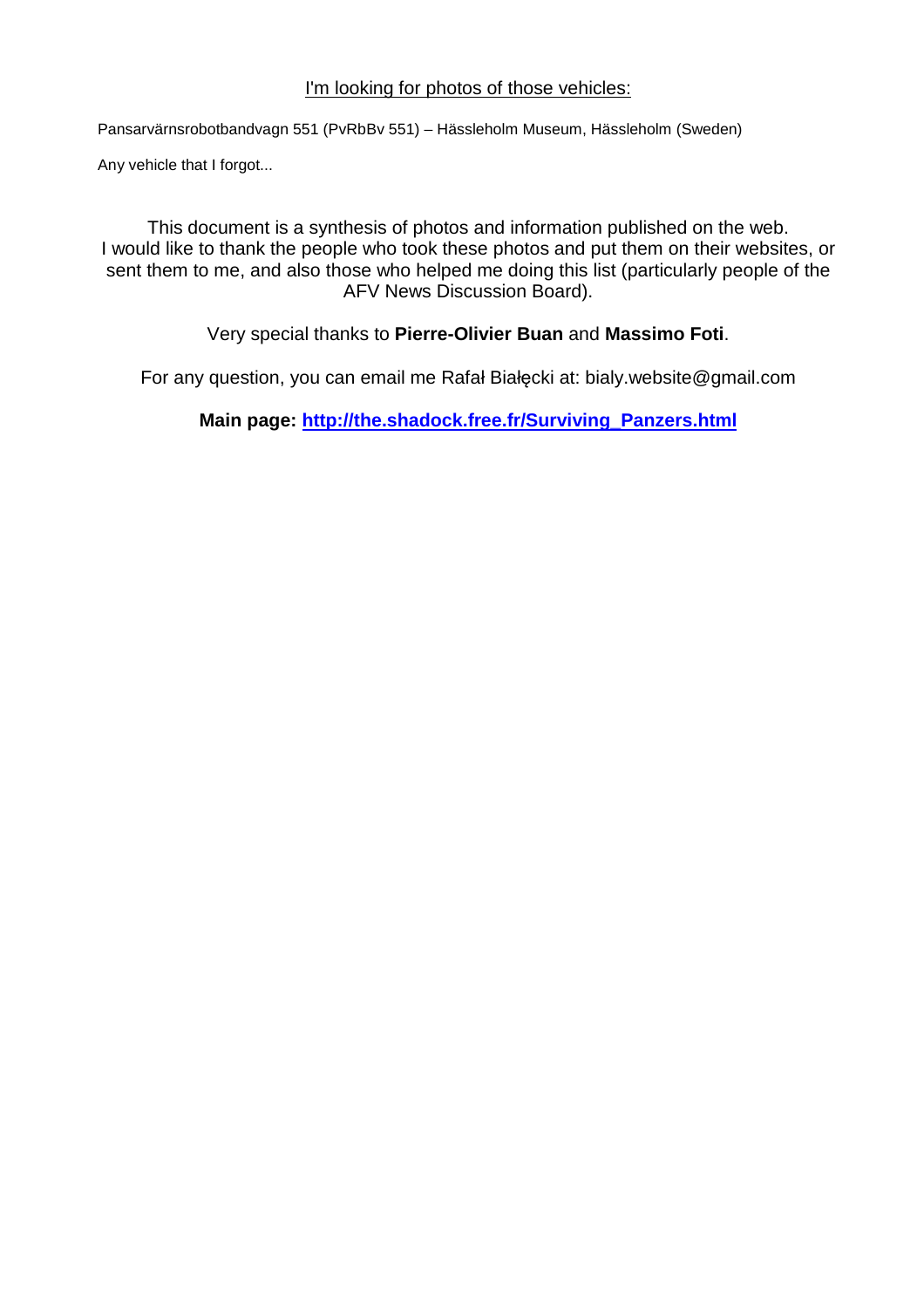I'm looking for photos of those vehicles:

Pansarvärnsrobotbandvagn 551 (PvRbBv 551) – Hässleholm Museum, Hässleholm (Sweden)

Any vehicle that I forgot...

This document is a synthesis of photos and information published on the web.
I would like to thank the people who took these photos and put them on their websites, or sent them to me, and also those who helped me doing this list (particularly people of the AFV News Discussion Board).

Very special thanks to **Pierre-Olivier Buan** and **Massimo Foti**.

For any question, you can email me Rafał Białęcki at: bialy.website@gmail.com

**Main page: [http://the.shadock.free.fr/Surviving_Panzers.html](http://the.shadock.free.fr/Surviving_Panzers.html)**